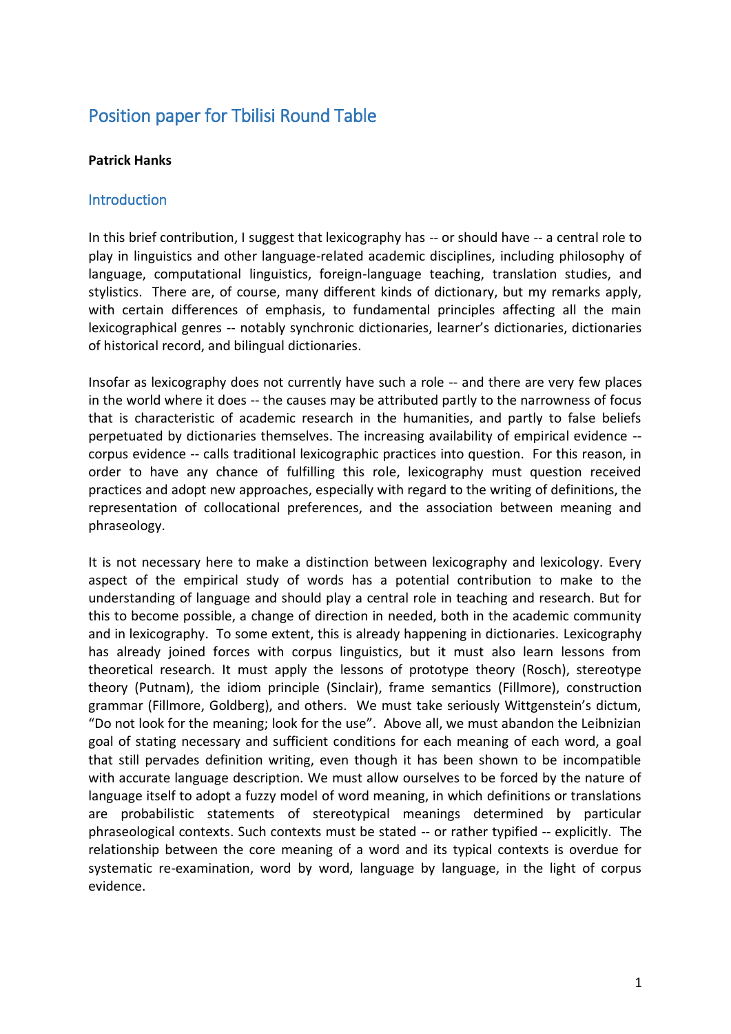# Position paper for Tbilisi Round Table

**Patrick Hanks**

## Introduction

In this brief contribution, I suggest that lexicography has -- or should have -- a central role to play in linguistics and other language-related academic disciplines, including philosophy of language, computational linguistics, foreign-language teaching, translation studies, and stylistics. There are, of course, many different kinds of dictionary, but my remarks apply, with certain differences of emphasis, to fundamental principles affecting all the main lexicographical genres -- notably synchronic dictionaries, learner's dictionaries, dictionaries of historical record, and bilingual dictionaries.

Insofar as lexicography does not currently have such a role -- and there are very few places in the world where it does -- the causes may be attributed partly to the narrowness of focus that is characteristic of academic research in the humanities, and partly to false beliefs perpetuated by dictionaries themselves. The increasing availability of empirical evidence -- corpus evidence -- calls traditional lexicographic practices into question. For this reason, in order to have any chance of fulfilling this role, lexicography must question received practices and adopt new approaches, especially with regard to the writing of definitions, the representation of collocational preferences, and the association between meaning and phraseology.

It is not necessary here to make a distinction between lexicography and lexicology. Every aspect of the empirical study of words has a potential contribution to make to the understanding of language and should play a central role in teaching and research. But for this to become possible, a change of direction in needed, both in the academic community and in lexicography. To some extent, this is already happening in dictionaries. Lexicography has already joined forces with corpus linguistics, but it must also learn lessons from theoretical research. It must apply the lessons of prototype theory (Rosch), stereotype theory (Putnam), the idiom principle (Sinclair), frame semantics (Fillmore), construction grammar (Fillmore, Goldberg), and others. We must take seriously Wittgenstein's dictum, "Do not look for the meaning; look for the use". Above all, we must abandon the Leibnizian goal of stating necessary and sufficient conditions for each meaning of each word, a goal that still pervades definition writing, even though it has been shown to be incompatible with accurate language description. We must allow ourselves to be forced by the nature of language itself to adopt a fuzzy model of word meaning, in which definitions or translations are probabilistic statements of stereotypical meanings determined by particular phraseological contexts. Such contexts must be stated -- or rather typified -- explicitly. The relationship between the core meaning of a word and its typical contexts is overdue for systematic re-examination, word by word, language by language, in the light of corpus evidence.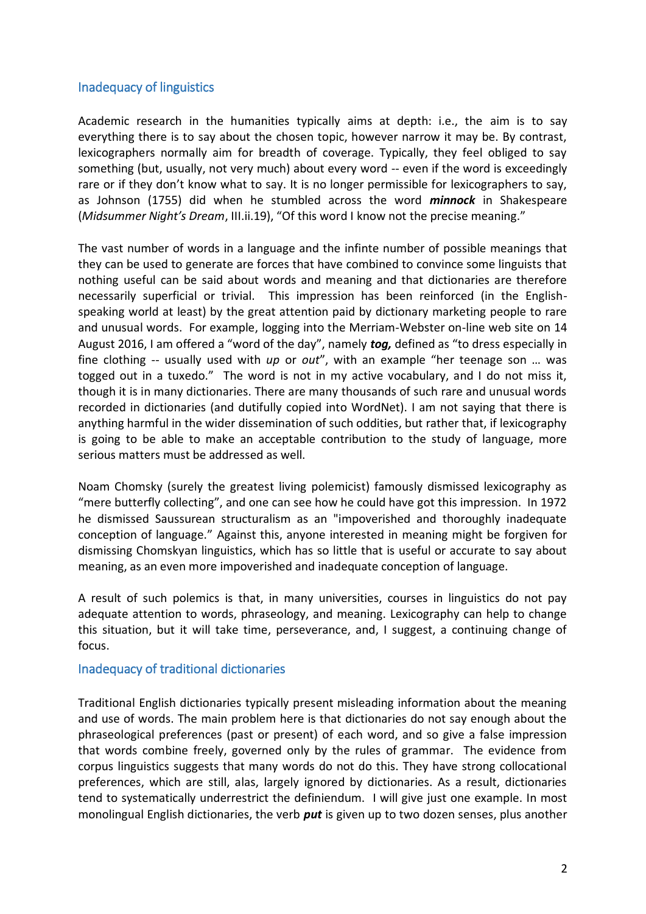## Inadequacy of linguistics

Academic research in the humanities typically aims at depth: i.e., the aim is to say everything there is to say about the chosen topic, however narrow it may be. By contrast, lexicographers normally aim for breadth of coverage. Typically, they feel obliged to say something (but, usually, not very much) about every word -- even if the word is exceedingly rare or if they don't know what to say. It is no longer permissible for lexicographers to say, as Johnson (1755) did when he stumbled across the word ***minnock*** in Shakespeare (*Midsummer Night's Dream*, III.ii.19), "Of this word I know not the precise meaning."

The vast number of words in a language and the infinte number of possible meanings that they can be used to generate are forces that have combined to convince some linguists that nothing useful can be said about words and meaning and that dictionaries are therefore necessarily superficial or trivial. This impression has been reinforced (in the English-speaking world at least) by the great attention paid by dictionary marketing people to rare and unusual words. For example, logging into the Merriam-Webster on-line web site on 14 August 2016, I am offered a "word of the day", namely ***tog,*** defined as "to dress especially in fine clothing -- usually used with *up* or *out*", with an example "her teenage son … was togged out in a tuxedo." The word is not in my active vocabulary, and I do not miss it, though it is in many dictionaries. There are many thousands of such rare and unusual words recorded in dictionaries (and dutifully copied into WordNet). I am not saying that there is anything harmful in the wider dissemination of such oddities, but rather that, if lexicography is going to be able to make an acceptable contribution to the study of language, more serious matters must be addressed as well.

Noam Chomsky (surely the greatest living polemicist) famously dismissed lexicography as "mere butterfly collecting", and one can see how he could have got this impression. In 1972 he dismissed Saussurean structuralism as an "impoverished and thoroughly inadequate conception of language." Against this, anyone interested in meaning might be forgiven for dismissing Chomskyan linguistics, which has so little that is useful or accurate to say about meaning, as an even more impoverished and inadequate conception of language.

A result of such polemics is that, in many universities, courses in linguistics do not pay adequate attention to words, phraseology, and meaning. Lexicography can help to change this situation, but it will take time, perseverance, and, I suggest, a continuing change of focus.

## Inadequacy of traditional dictionaries

Traditional English dictionaries typically present misleading information about the meaning and use of words. The main problem here is that dictionaries do not say enough about the phraseological preferences (past or present) of each word, and so give a false impression that words combine freely, governed only by the rules of grammar. The evidence from corpus linguistics suggests that many words do not do this. They have strong collocational preferences, which are still, alas, largely ignored by dictionaries. As a result, dictionaries tend to systematically underrestrict the definiendum. I will give just one example. In most monolingual English dictionaries, the verb ***put*** is given up to two dozen senses, plus another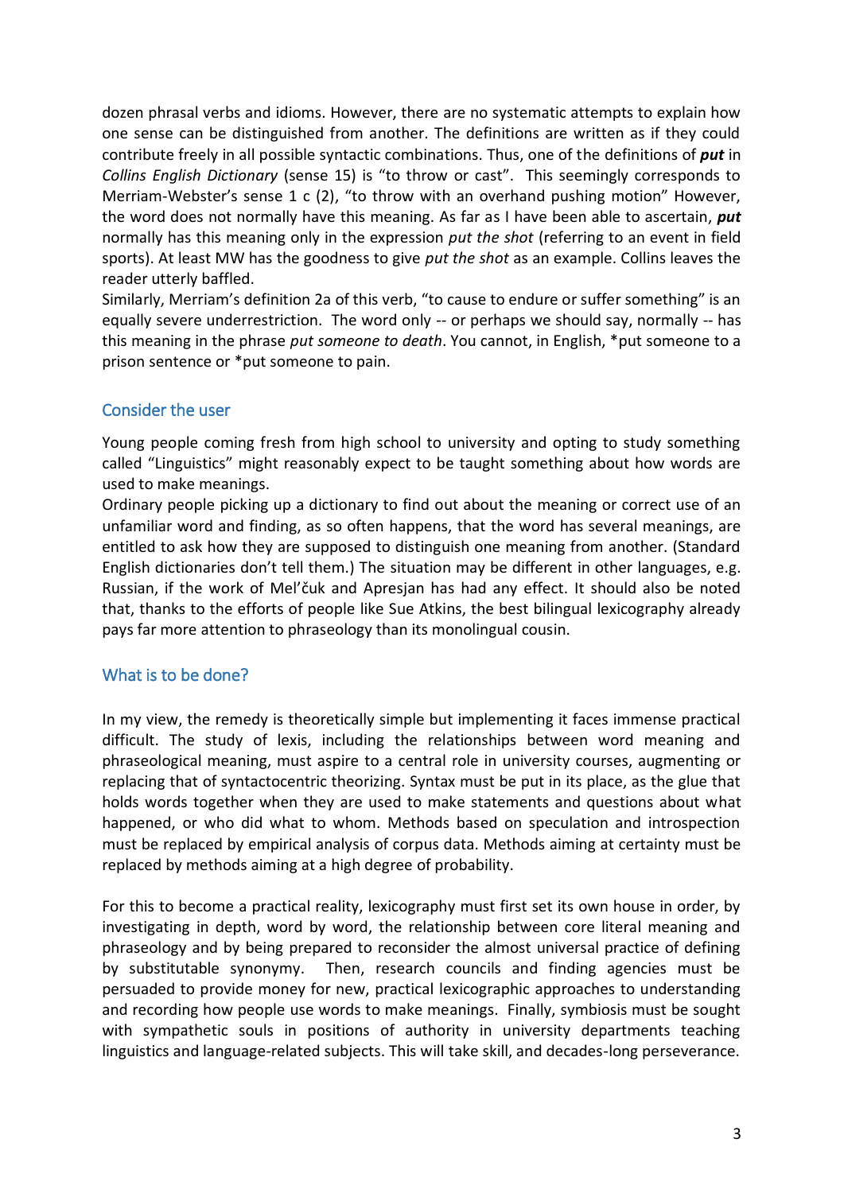dozen phrasal verbs and idioms. However, there are no systematic attempts to explain how one sense can be distinguished from another. The definitions are written as if they could contribute freely in all possible syntactic combinations. Thus, one of the definitions of ***put*** in *Collins English Dictionary* (sense 15) is "to throw or cast". This seemingly corresponds to Merriam-Webster's sense 1 c (2), "to throw with an overhand pushing motion" However, the word does not normally have this meaning. As far as I have been able to ascertain, ***put*** normally has this meaning only in the expression *put the shot* (referring to an event in field sports). At least MW has the goodness to give *put the shot* as an example. Collins leaves the reader utterly baffled.

Similarly, Merriam's definition 2a of this verb, "to cause to endure or suffer something" is an equally severe underrestriction. The word only -- or perhaps we should say, normally -- has this meaning in the phrase *put someone to death*. You cannot, in English, *put someone to a prison sentence or *put someone to pain.

## Consider the user

Young people coming fresh from high school to university and opting to study something called "Linguistics" might reasonably expect to be taught something about how words are used to make meanings.

Ordinary people picking up a dictionary to find out about the meaning or correct use of an unfamiliar word and finding, as so often happens, that the word has several meanings, are entitled to ask how they are supposed to distinguish one meaning from another. (Standard English dictionaries don't tell them.) The situation may be different in other languages, e.g. Russian, if the work of Mel'čuk and Apresjan has had any effect. It should also be noted that, thanks to the efforts of people like Sue Atkins, the best bilingual lexicography already pays far more attention to phraseology than its monolingual cousin.

## What is to be done?

In my view, the remedy is theoretically simple but implementing it faces immense practical difficult. The study of lexis, including the relationships between word meaning and phraseological meaning, must aspire to a central role in university courses, augmenting or replacing that of syntactocentric theorizing. Syntax must be put in its place, as the glue that holds words together when they are used to make statements and questions about what happened, or who did what to whom. Methods based on speculation and introspection must be replaced by empirical analysis of corpus data. Methods aiming at certainty must be replaced by methods aiming at a high degree of probability.

For this to become a practical reality, lexicography must first set its own house in order, by investigating in depth, word by word, the relationship between core literal meaning and phraseology and by being prepared to reconsider the almost universal practice of defining by substitutable synonymy. Then, research councils and finding agencies must be persuaded to provide money for new, practical lexicographic approaches to understanding and recording how people use words to make meanings. Finally, symbiosis must be sought with sympathetic souls in positions of authority in university departments teaching linguistics and language-related subjects. This will take skill, and decades-long perseverance.